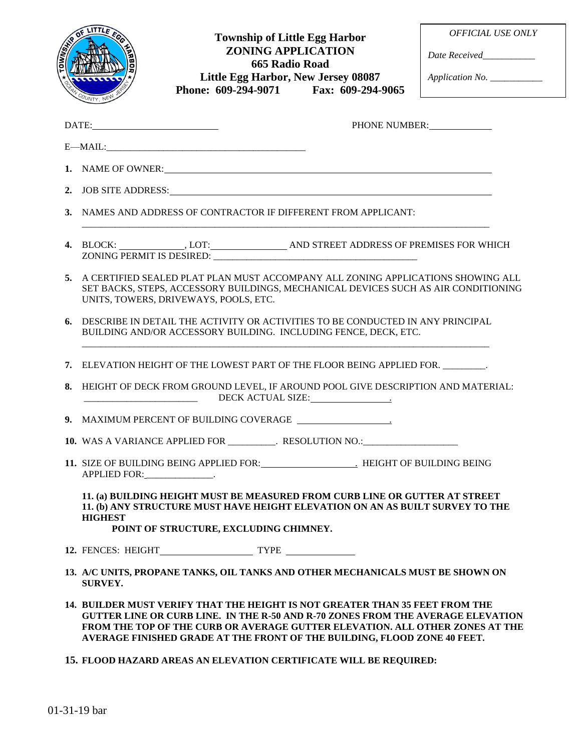**Township of Little Egg Harbor**
**ZONING APPLICATION**
**665 Radio Road**
**Little Egg Harbor, New Jersey 08087**
**Phone: 609-294-9071 Fax: 609-294-9065**

*OFFICIAL USE ONLY*

*Date Received*___________

*Application No.* ___________

DATE:________________________ PHONE NUMBER:____________

E—MAIL:________________________________________

1. NAME OF OWNER:________________________________________________________________

2. JOB SITE ADDRESS:______________________________________________________________

3. NAMES AND ADDRESS OF CONTRACTOR IF DIFFERENT FROM APPLICANT:
_______________________________________________________________________________

4. BLOCK: ____________, LOT:_______________ AND STREET ADDRESS OF PREMISES FOR WHICH ZONING PERMIT IS DESIRED: ________________________________________

5. A CERTIFIED SEALED PLAT PLAN MUST ACCOMPANY ALL ZONING APPLICATIONS SHOWING ALL SET BACKS, STEPS, ACCESSORY BUILDINGS, MECHANICAL DEVICES SUCH AS AIR CONDITIONING UNITS, TOWERS, DRIVEWAYS, POOLS, ETC.

6. DESCRIBE IN DETAIL THE ACTIVITY OR ACTIVITIES TO BE CONDUCTED IN ANY PRINCIPAL BUILDING AND/OR ACCESSORY BUILDING. INCLUDING FENCE, DECK, ETC.
_______________________________________________________________________________

7. ELEVATION HEIGHT OF THE LOWEST PART OF THE FLOOR BEING APPLIED FOR. _________.

8. HEIGHT OF DECK FROM GROUND LEVEL, IF AROUND POOL GIVE DESCRIPTION AND MATERIAL: ______________________ DECK ACTUAL SIZE:________________.

9. MAXIMUM PERCENT OF BUILDING COVERAGE __________________.

10. WAS A VARIANCE APPLIED FOR __________. RESOLUTION NO.:___________________

11. SIZE OF BUILDING BEING APPLIED FOR:___________________. HEIGHT OF BUILDING BEING APPLIED FOR:______________.

**11. (a) BUILDING HEIGHT MUST BE MEASURED FROM CURB LINE OR GUTTER AT STREET**
**11. (b) ANY STRUCTURE MUST HAVE HEIGHT ELEVATION ON AN AS BUILT SURVEY TO THE HIGHEST POINT OF STRUCTURE, EXCLUDING CHIMNEY.**

**12.** FENCES: HEIGHT__________________ TYPE _____________

**13. A/C UNITS, PROPANE TANKS, OIL TANKS AND OTHER MECHANICALS MUST BE SHOWN ON SURVEY.**

**14. BUILDER MUST VERIFY THAT THE HEIGHT IS NOT GREATER THAN 35 FEET FROM THE GUTTER LINE OR CURB LINE. IN THE R-50 AND R-70 ZONES FROM THE AVERAGE ELEVATION FROM THE TOP OF THE CURB OR AVERAGE GUTTER ELEVATION. ALL OTHER ZONES AT THE AVERAGE FINISHED GRADE AT THE FRONT OF THE BUILDING, FLOOD ZONE 40 FEET.**

**15. FLOOD HAZARD AREAS AN ELEVATION CERTIFICATE WILL BE REQUIRED:**

01-31-19 bar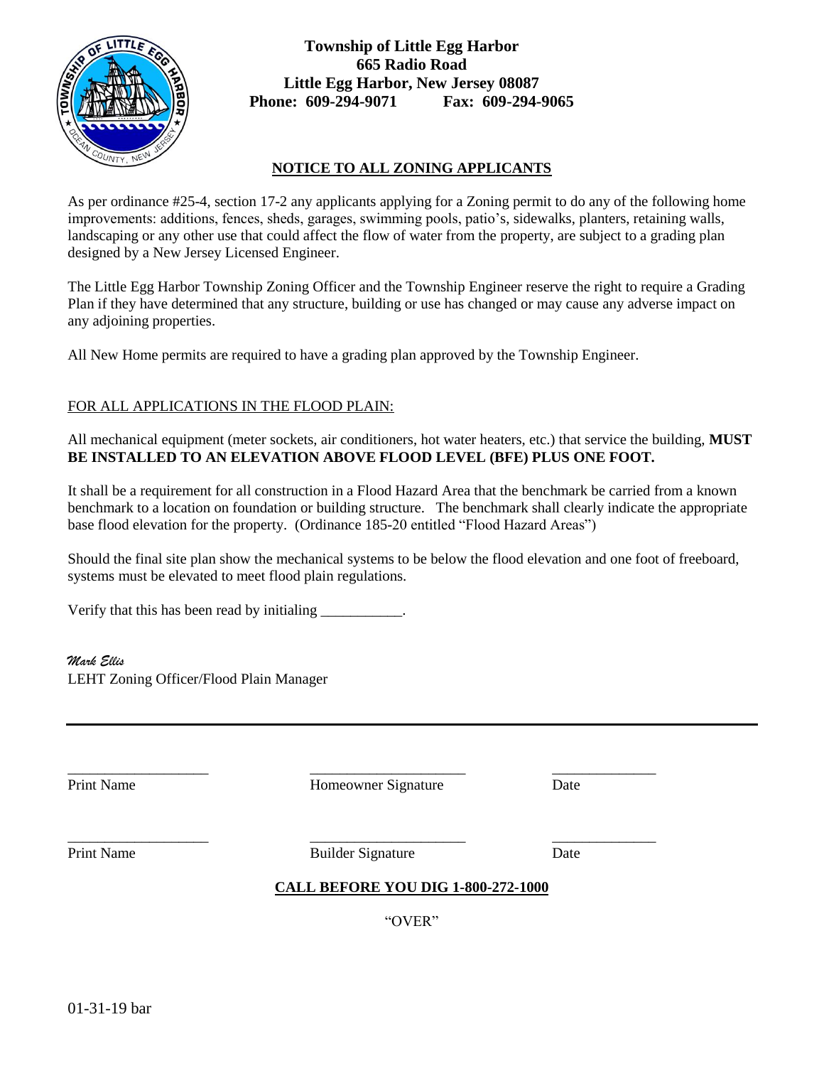**Township of Little Egg Harbor**
**665 Radio Road**
**Little Egg Harbor, New Jersey 08087**
**Phone: 609-294-9071 Fax: 609-294-9065**

## NOTICE TO ALL ZONING APPLICANTS

As per ordinance #25-4, section 17-2 any applicants applying for a Zoning permit to do any of the following home improvements: additions, fences, sheds, garages, swimming pools, patio's, sidewalks, planters, retaining walls, landscaping or any other use that could affect the flow of water from the property, are subject to a grading plan designed by a New Jersey Licensed Engineer.

The Little Egg Harbor Township Zoning Officer and the Township Engineer reserve the right to require a Grading Plan if they have determined that any structure, building or use has changed or may cause any adverse impact on any adjoining properties.

All New Home permits are required to have a grading plan approved by the Township Engineer.

FOR ALL APPLICATIONS IN THE FLOOD PLAIN:

All mechanical equipment (meter sockets, air conditioners, hot water heaters, etc.) that service the building, **MUST BE INSTALLED TO AN ELEVATION ABOVE FLOOD LEVEL (BFE) PLUS ONE FOOT.**

It shall be a requirement for all construction in a Flood Hazard Area that the benchmark be carried from a known benchmark to a location on foundation or building structure. The benchmark shall clearly indicate the appropriate base flood elevation for the property. (Ordinance 185-20 entitled "Flood Hazard Areas")

Should the final site plan show the mechanical systems to be below the flood elevation and one foot of freeboard, systems must be elevated to meet flood plain regulations.

Verify that this has been read by initialing ___________.

*Mark Ellis*
LEHT Zoning Officer/Flood Plain Manager

---

___________________ _____________________ ______________
Print Name Homeowner Signature Date

___________________ _____________________ ______________
Print Name Builder Signature Date

**CALL BEFORE YOU DIG 1-800-272-1000**

"OVER"

01-31-19 bar